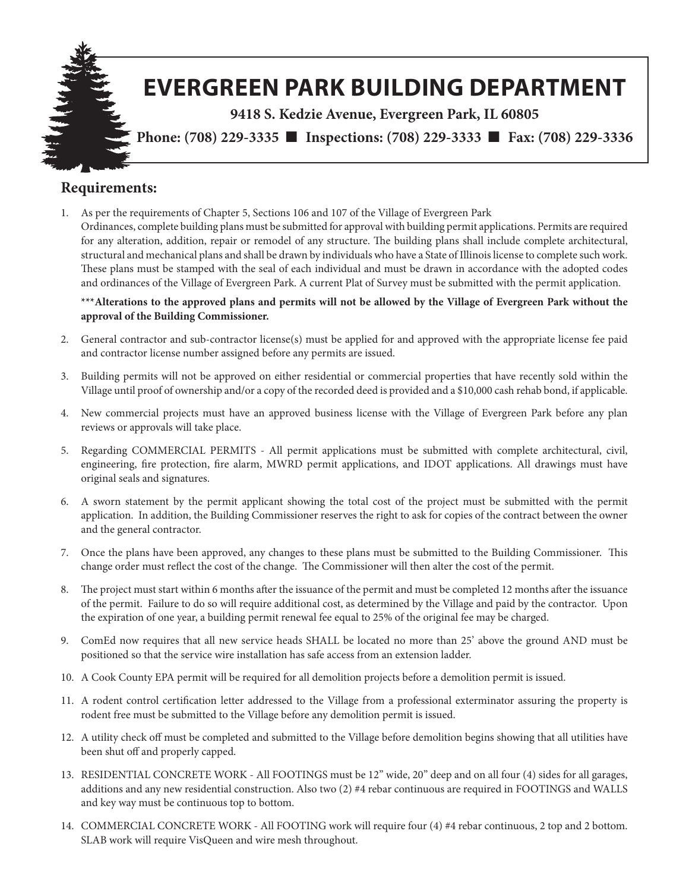# EVERGREEN PARK BUILDING DEPARTMENT

**9418 S. Kedzie Avenue, Evergreen Park, IL 60805**

**Phone: (708) 229-3335 ■ Inspections: (708) 229-3333 ■ Fax: (708) 229-3336**

## Requirements:

1. As per the requirements of Chapter 5, Sections 106 and 107 of the Village of Evergreen Park Ordinances, complete building plans must be submitted for approval with building permit applications. Permits are required for any alteration, addition, repair or remodel of any structure. The building plans shall include complete architectural, structural and mechanical plans and shall be drawn by individuals who have a State of Illinois license to complete such work. These plans must be stamped with the seal of each individual and must be drawn in accordance with the adopted codes and ordinances of the Village of Evergreen Park. A current Plat of Survey must be submitted with the permit application.

   **\*\*\*Alterations to the approved plans and permits will not be allowed by the Village of Evergreen Park without the approval of the Building Commissioner.**

2. General contractor and sub-contractor license(s) must be applied for and approved with the appropriate license fee paid and contractor license number assigned before any permits are issued.
3. Building permits will not be approved on either residential or commercial properties that have recently sold within the Village until proof of ownership and/or a copy of the recorded deed is provided and a $10,000 cash rehab bond, if applicable.
4. New commercial projects must have an approved business license with the Village of Evergreen Park before any plan reviews or approvals will take place.
5. Regarding COMMERCIAL PERMITS - All permit applications must be submitted with complete architectural, civil, engineering, fire protection, fire alarm, MWRD permit applications, and IDOT applications. All drawings must have original seals and signatures.
6. A sworn statement by the permit applicant showing the total cost of the project must be submitted with the permit application. In addition, the Building Commissioner reserves the right to ask for copies of the contract between the owner and the general contractor.
7. Once the plans have been approved, any changes to these plans must be submitted to the Building Commissioner. This change order must reflect the cost of the change. The Commissioner will then alter the cost of the permit.
8. The project must start within 6 months after the issuance of the permit and must be completed 12 months after the issuance of the permit. Failure to do so will require additional cost, as determined by the Village and paid by the contractor. Upon the expiration of one year, a building permit renewal fee equal to 25% of the original fee may be charged.
9. ComEd now requires that all new service heads SHALL be located no more than 25' above the ground AND must be positioned so that the service wire installation has safe access from an extension ladder.
10. A Cook County EPA permit will be required for all demolition projects before a demolition permit is issued.
11. A rodent control certification letter addressed to the Village from a professional exterminator assuring the property is rodent free must be submitted to the Village before any demolition permit is issued.
12. A utility check off must be completed and submitted to the Village before demolition begins showing that all utilities have been shut off and properly capped.
13. RESIDENTIAL CONCRETE WORK - All FOOTINGS must be 12" wide, 20" deep and on all four (4) sides for all garages, additions and any new residential construction. Also two (2) #4 rebar continuous are required in FOOTINGS and WALLS and key way must be continuous top to bottom.
14. COMMERCIAL CONCRETE WORK - All FOOTING work will require four (4) #4 rebar continuous, 2 top and 2 bottom. SLAB work will require VisQueen and wire mesh throughout.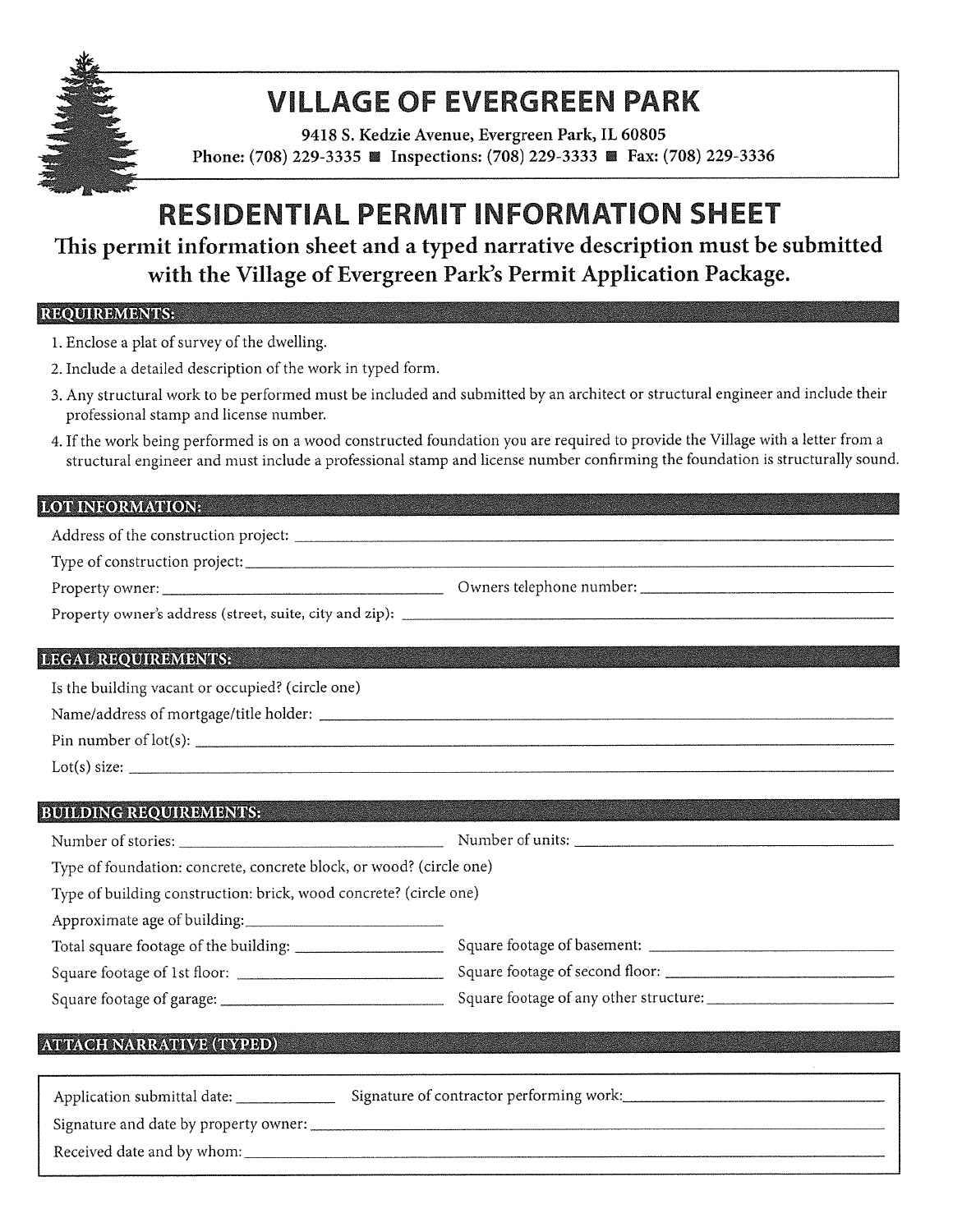# VILLAGE OF EVERGREEN PARK

9418 S. Kedzie Avenue, Evergreen Park, IL 60805

Phone: (708) 229-3335 ■ Inspections: (708) 229-3333 ■ Fax: (708) 229-3336

# RESIDENTIAL PERMIT INFORMATION SHEET

**This permit information sheet and a typed narrative description must be submitted with the Village of Evergreen Park's Permit Application Package.**

## REQUIREMENTS:

1. Enclose a plat of survey of the dwelling.
2. Include a detailed description of the work in typed form.
3. Any structural work to be performed must be included and submitted by an architect or structural engineer and include their professional stamp and license number.
4. If the work being performed is on a wood constructed foundation you are required to provide the Village with a letter from a structural engineer and must include a professional stamp and license number confirming the foundation is structurally sound.

## LOT INFORMATION:

Address of the construction project: ______________________________

Type of construction project: ______________________________

Property owner: ______________________________ Owners telephone number: ______________________________

Property owner's address (street, suite, city and zip): ______________________________

## LEGAL REQUIREMENTS:

Is the building vacant or occupied? (circle one)

Name/address of mortgage/title holder: ______________________________

Pin number of lot(s): ______________________________

Lot(s) size: ______________________________

## BUILDING REQUIREMENTS:

Number of stories: ______________________________ Number of units: ______________________________

Type of foundation: concrete, concrete block, or wood? (circle one)

Type of building construction: brick, wood concrete? (circle one)

Approximate age of building: ______________________________

Total square footage of the building: ______________________________ Square footage of basement: ______________________________

Square footage of 1st floor: ______________________________ Square footage of second floor: ______________________________

Square footage of garage: ______________________________ Square footage of any other structure: ______________________________

## ATTACH NARRATIVE (TYPED)

Application submittal date: ______________ Signature of contractor performing work: ______________________________

Signature and date by property owner: ______________________________

Received date and by whom: ______________________________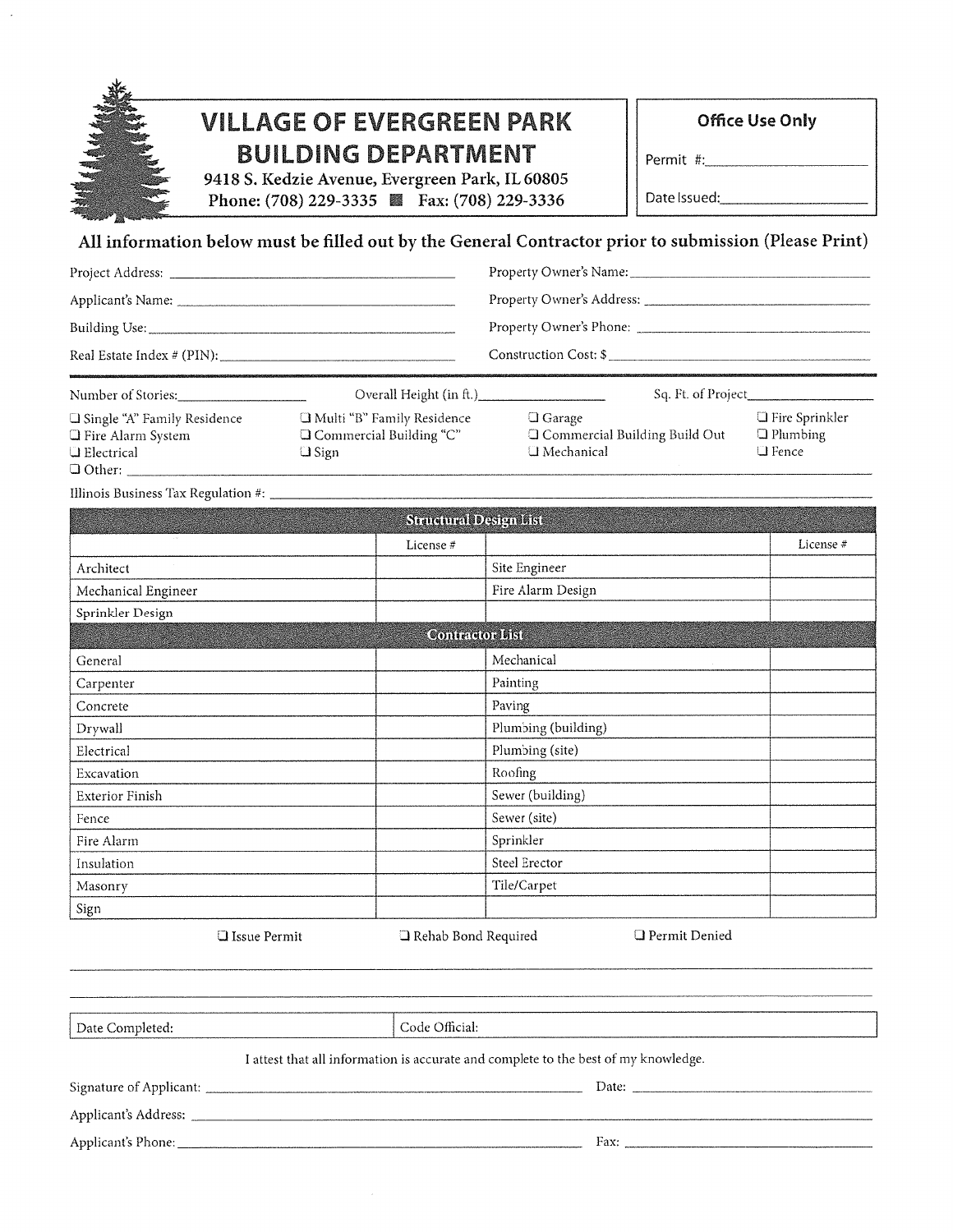# VILLAGE OF EVERGREEN PARK BUILDING DEPARTMENT

9418 S. Kedzie Avenue, Evergreen Park, IL 60805
Phone: (708) 229-3335 ■ Fax: (708) 229-3336

**Office Use Only**

Permit #: ____________________

Date Issued: ____________________

## All information below must be filled out by the General Contractor prior to submission (Please Print)

Project Address: ____________________

Applicant's Name: ____________________

Building Use: ____________________

Real Estate Index # (PIN): ____________________

Property Owner's Name: ____________________

Property Owner's Address: ____________________

Property Owner's Phone: ____________________

Construction Cost: $ ____________________

Number of Stories: ____________ Overall Height (in ft.) ____________ Sq. Ft. of Project ____________

- ❑ Single "A" Family Residence
- ❑ Fire Alarm System
- ❑ Electrical
- ❑ Multi "B" Family Residence
- ❑ Commercial Building "C"
- ❑ Sign
- ❑ Garage
- ❑ Commercial Building Build Out
- ❑ Mechanical
- ❑ Fire Sprinkler
- ❑ Plumbing
- ❑ Fence
- ❑ Other: ____________________

Illinois Business Tax Regulation #: ____________________

| Structural Design List | | | |
|---|---|---|---|
| | License # | | License # |
| Architect | | Site Engineer | |
| Mechanical Engineer | | Fire Alarm Design | |
| Sprinkler Design | | | |

| Contractor List | | | |
|---|---|---|---|
| General | | Mechanical | |
| Carpenter | | Painting | |
| Concrete | | Paving | |
| Drywall | | Plumbing (building) | |
| Electrical | | Plumbing (site) | |
| Excavation | | Roofing | |
| Exterior Finish | | Sewer (building) | |
| Fence | | Sewer (site) | |
| Fire Alarm | | Sprinkler | |
| Insulation | | Steel Erector | |
| Masonry | | Tile/Carpet | |
| Sign | | | |

❑ Issue Permit ❑ Rehab Bond Required ❑ Permit Denied

______________________________________________________________________

______________________________________________________________________

| Date Completed: | Code Official: |
|---|---|

I attest that all information is accurate and complete to the best of my knowledge.

Signature of Applicant: ____________________ Date: ____________________

Applicant's Address: ____________________

Applicant's Phone: ____________________ Fax: ____________________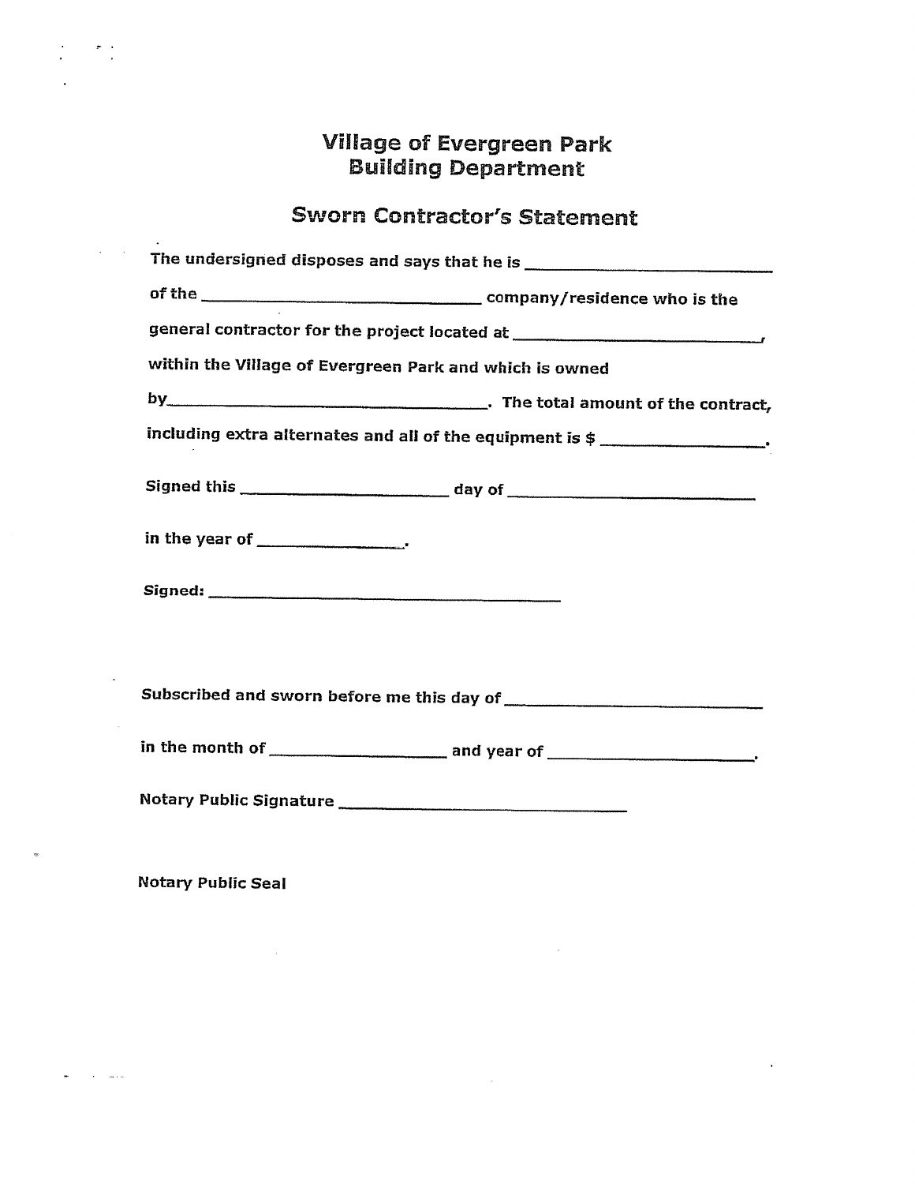# Village of Evergreen Park
# Building Department

## Sworn Contractor's Statement

The undersigned disposes and says that he is ______________________________

of the ______________________________ company/residence who is the

general contractor for the project located at ______________________________,

within the Village of Evergreen Park and which is owned

by______________________________. The total amount of the contract,

including extra alternates and all of the equipment is $ ________________.

Signed this ____________________ day of ______________________________

in the year of ______________.

Signed: ______________________________________

Subscribed and sworn before me this day of ______________________________

in the month of ________________ and year of ____________________.

Notary Public Signature ______________________________

Notary Public Seal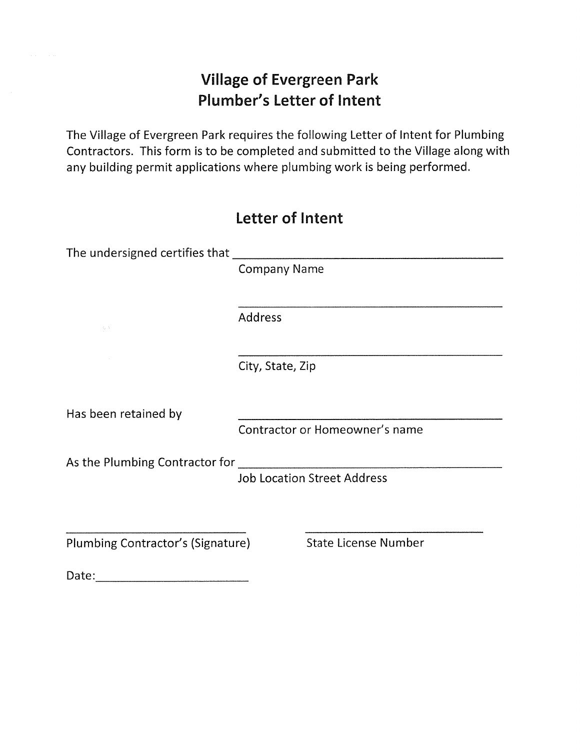# Village of Evergreen Park
# Plumber's Letter of Intent

The Village of Evergreen Park requires the following Letter of Intent for Plumbing Contractors. This form is to be completed and submitted to the Village along with any building permit applications where plumbing work is being performed.

## Letter of Intent

The undersigned certifies that ______________________________
Company Name

______________________________
Address

______________________________
City, State, Zip

Has been retained by ______________________________
Contractor or Homeowner's name

As the Plumbing Contractor for ______________________________
Job Location Street Address

______________________________ ______________________________
Plumbing Contractor's (Signature) State License Number

Date: ______________________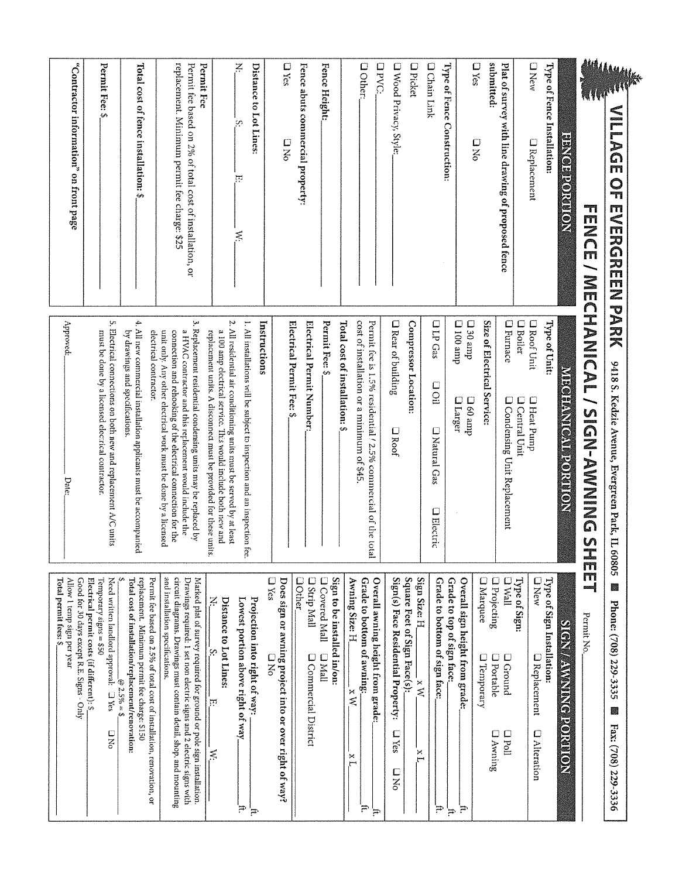# VILLAGE OF EVERGREEN PARK

9418 S. Kedzie Avenue, Evergreen Park, IL 60805 ■ Phone: (708) 229-3335 ■ Fax: (708) 229-3336

## FENCE / MECHANICAL / SIGN-AWNING SHEET

Permit No.\_\_\_\_\_\_\_\_

### FENCE PORTION

**Type of Fence Installation:**

☐ New ☐ Replacement

**Plat of survey with line drawing of proposed fence submitted:**

☐ Yes ☐ No

**Type of Fence Construction:**

☐ Chain Link

☐ Picket

☐ Wood Privacy, Style:\_\_\_\_\_\_\_\_

☐ PVC\_\_\_\_\_\_\_\_

☐ Other:\_\_\_\_\_\_\_\_

**Fence Height:**\_\_\_\_\_\_\_\_

**Fence abuts commercial property:**

☐ Yes ☐ No

**Distance to Lot Lines:**

N:\_\_\_\_ S:\_\_\_\_ E:\_\_\_\_ W:\_\_\_\_

**Permit Fee**

Permit fee based on 2% of total cost of installation, or replacement. Minimum permit fee charge: $25

**Total cost of fence installation:** $\_\_\_\_\_\_\_\_

**Permit Fee:** $\_\_\_\_\_\_\_\_

**"Contractor information" on front page**

### MECHANICAL / SIGN-AWNING PORTION

**Type of Unit:**

☐ Roof Unit ☐ Heat Pump

☐ Boiler ☐ Central Unit

☐ Furnace ☐ Condensing Unit Replacement

**Size of Electrical Service:**

☐ 30 amp ☐ 60 amp

☐ 100 amp ☐ Larger

☐ LP Gas ☐ Oil ☐ Natural Gas ☐ Electric

**Compressor Location:**

☐ Rear of building ☐ Roof

**Total cost of installation:** $\_\_\_\_\_\_\_\_

Permit fee is 1.5% residential / 2.5% commercial of the total cost of installation or a minimum of $45.

**Permit Fee:** $\_\_\_\_\_\_\_\_

**Electrical Permit Number:**\_\_\_\_\_\_\_\_

**Electrical Permit Fee:** $\_\_\_\_\_\_\_\_

**Instructions**

1. All installations will be subject to inspection and an inspection fee.
2. All residential air conditioning units must be served by at least a 100 amp electrical service. This would include both new and replacement units. A disconnect must be provided for these units.
3. Replacement residential condensing units may be replaced by a HVAC contractor and this replacement would include the connection and rehooking of the electrical connection for the unit only. Any other electrical work must be done by a licensed electrical contractor.
4. All new commercial installation applicants must be accompanied by drawings and specifications.
5. Electrical connections on both new and replacement A/C units must be done by a licensed electrical contractor.

Approved:\_\_\_\_\_\_\_\_ Date:\_\_\_\_\_\_\_\_

### SIGN / AWNING PORTION

**Type of Sign Installation:**

☐ New ☐ Replacement ☐ Alteration

**Type of Sign:**

☐ Wall ☐ Ground ☐ Poll

☐ Projecting ☐ Portable ☐ Awning

☐ Marquee ☐ Temporary

**Overall sign height from grade:**\_\_\_\_ ft.

**Grade to top of sign face:**\_\_\_\_ ft.

**Grade to bottom of sign face:**\_\_\_\_ ft.

**Sign Size:** H\_\_\_\_ x W\_\_\_\_ x L\_\_\_\_

**Square Feet of Sign Face(s):**\_\_\_\_\_\_\_\_

**Sign(s) Face Residential Property:** ☐ Yes ☐ No

**Overall awning height from grade:**\_\_\_\_ ft.

**Grade to bottom of awning:**\_\_\_\_ ft.

**Awning Size:** H\_\_\_\_ x W\_\_\_\_ x L\_\_\_\_

**Sign to be installed in/on:**

☐ Covered Mall ☐ Mall

☐ Strip Mall ☐ Commercial District

☐ Other\_\_\_\_\_\_\_\_

**Does sign or awning project into or over right of way?**

☐ Yes ☐ No

**Projection into right of way:**\_\_\_\_ ft.

**Lowest portion above right of way**\_\_\_\_ ft.

**Distance to Lot Lines:**

N:\_\_\_\_ S:\_\_\_\_ E:\_\_\_\_ W:\_\_\_\_

Marked plat of survey required for ground or pole sign installation. Drawings required: 1 set non electric signs and 2 electric signs with circuit diagrams. Drawings must contain detail, shop, and mounting and installation specifications.

Permit fee based on 2.5% of total cost of installation, renovation, or replacement. Minimum permit fee charge $150

**Total cost of installation/replacement/renovation:**

$\_\_\_\_\_\_\_\_ @ 2.5% = $\_\_\_\_\_\_\_\_

Need written landlord approval: ☐ Yes ☐ No

Temporary signs = $50

Electrical permit costs (if different): $\_\_\_\_\_\_\_\_

Good for 30 days except R.E. Signs - Only

Allow 1 temp sign per year

**Total permit fees:** $\_\_\_\_\_\_\_\_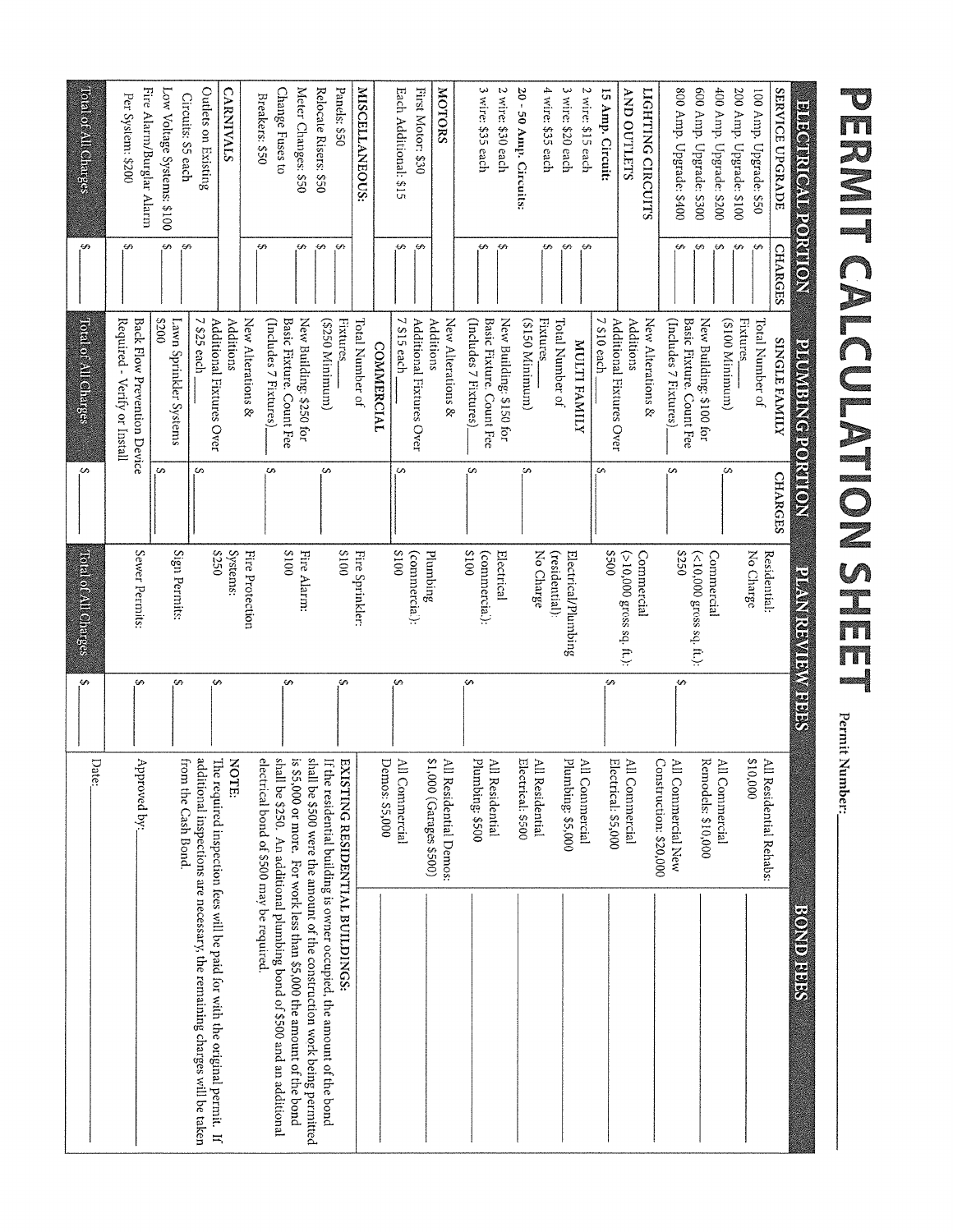# PERMIT CALCULATION SHEET

Permit Number: ________

## ELECTRICAL PORTION

| SERVICE UPGRADE | CHARGES |
|---|---|
| 100 Amp. Upgrade: $50 | $_____ |
| 200 Amp. Upgrade: $100 | $_____ |
| 400 Amp. Upgrade: $200 | $_____ |
| 600 Amp. Upgrade: $300 | $_____ |
| 800 Amp. Upgrade: $400 | $_____ |
| **LIGHTING CIRCUITS AND OUTLETS** | |
| **15 Amp. Circuit:** | |
| 2 wire: $15 each | $_____ |
| 3 wire: $20 each | $_____ |
| 4 wire: $35 each | $_____ |
| **20 - 50 Amp. Circuits:** | |
| 2 wire: $30 each | $_____ |
| 3 wire: $35 each | $_____ |
| **MOTORS** | |
| First Motor: $30 | $_____ |
| Each Additional: $15 | $_____ |
| **MISCELLANEOUS:** | |
| Panels: $50 | $_____ |
| Relocate Risers: $50 | $_____ |
| Meter Changes: $50 | $_____ |
| Change Fuses to Breakers: $50 | $_____ |
| **CARNIVALS** | |
| Outlets on Existing Circuits: $5 each | $_____ |
| Low Voltage Systems: $100 | $_____ |
| Fire Alarm/Burglar Alarm Per System: $200 | $_____ |
| Total of All Charges | $_____ |

## PLUMBING PORTION

| SINGLE FAMILY | CHARGES |
|---|---|
| Total Number of Fixtures_____ ($100 Minimum) | $_____ |
| New Building: $100 for Basic Fixture. Count Fee (Includes 7 Fixtures)_____ | $_____ |
| New Alterations & Additions Additional Fixtures Over 7 $10 each_____ | $_____ |
| **MULTI FAMILY** | |
| Total Number of Fixtures_____ ($150 Minimum) | $_____ |
| New Building: $150 for Basic Fixture. Count Fee (Includes 7 Fixtures)_____ | $_____ |
| New Alterations & Additions Additional Fixtures Over 7 $15 each_____ | $_____ |
| **COMMERCIAL** | |
| Total Number of Fixtures_____ ($250 Minimum) | $_____ |
| New Building: $250 for Basic Fixture. Count Fee (Includes 7 Fixtures)_____ | $_____ |
| New Alterations & Additions Additional Fixtures Over 7 $25 each_____ | $_____ |
| Lawn Sprinkler Systems $200 | $_____ |
| Back Flow Prevention Device Required - Verify or Install | |
| Total of All Charges | $_____ |

## PLAN REVIEW FEES

| | |
|---|---|
| Residential: No Charge | |
| Commercial (<10,000 gross sq. ft.): $250 | $_____ |
| Commercial (>10,000 gross sq. ft.): $500 | $_____ |
| Electrical/Plumbing (residential): No Charge | |
| Electrical (commercial): $100 | $_____ |
| Plumbing (commercial): $100 | $_____ |
| Fire Sprinkler: $100 | $_____ |
| Fire Alarm: $100 | $_____ |
| Fire Protection Systems: $250 | $_____ |
| Sign Permits: | $_____ |
| Sewer Permits: | $_____ |
| Total of All Charges | $_____ |

## BOND FEES

| | |
|---|---|
| All Residential Rehabs: $10,000 | _____ |
| All Commercial Remodels: $10,000 | _____ |
| All Commercial New Construction: $20,000 | _____ |
| All Commercial Electrical: $5,000 | _____ |
| All Commercial Plumbing: $5,000 | _____ |
| All Residential Electrical: $500 | _____ |
| All Residential Plumbing: $500 | _____ |
| All Residential Demos: $1,000 (Garages $500) | _____ |
| All Commercial Demos: $5,000 | _____ |

**EXISTING RESIDENTIAL BUILDINGS:**
If the residential building is owner occupied, the amount of the bond shall be $500 were the amount of the construction work being permitted is $5,000 or more. For work less than $5,000 the amount of the bond shall be $250. An additional plumbing bond of $500 and an additional electrical bond of $500 may be required.

**NOTE:**
The required inspection fees will be paid for with the original permit. If additional inspections are necessary, the remaining charges will be taken from the Cash Bond.

Approved by: ________

Date: ________